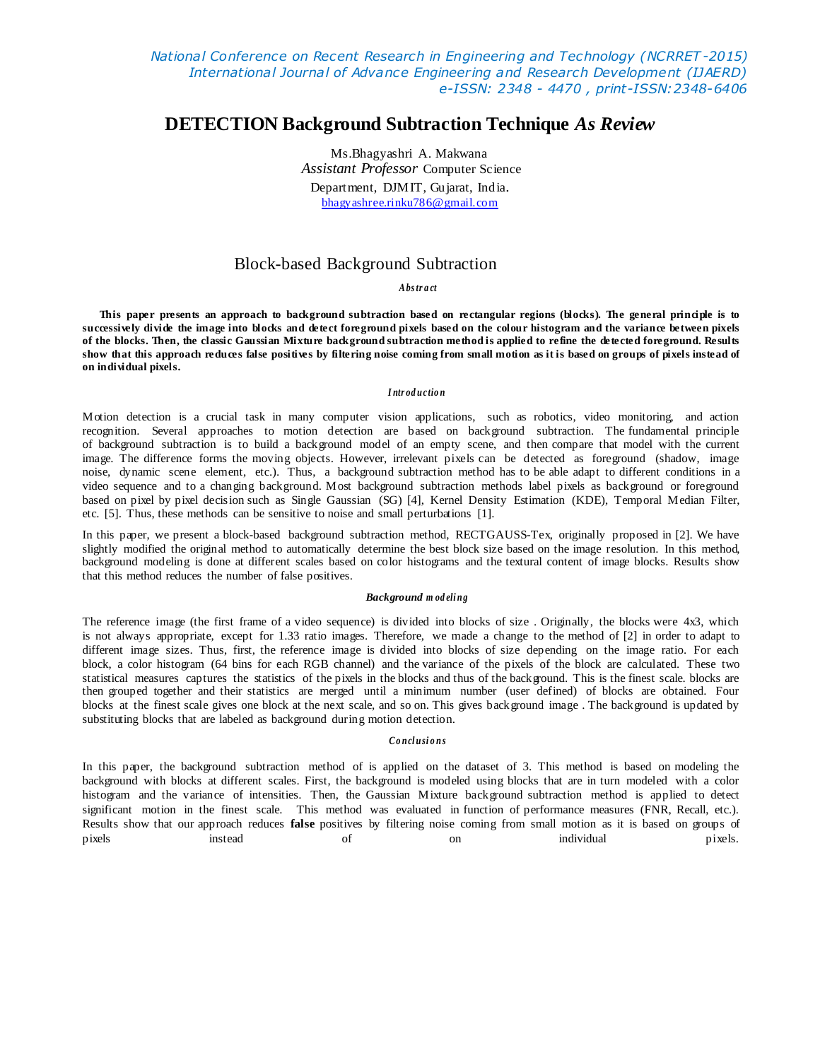# DETECTION Background Subtraction Technique *As Review*

Ms.Bhagyashri A. Makwana
*Assistant Professor* Computer Science
Department, DJMIT, Gujarat, India.
bhagyashree.rinku786@gmail.com

## Block-based Background Subtraction

### *Abstract*

**This paper presents an approach to background subtraction based on rectangular regions (blocks). The general principle is to successively divide the image into blocks and detect foreground pixels based on the colour histogram and the variance between pixels of the blocks. Then, the classic Gaussian Mixture background subtraction method is applied to refine the detected foreground. Results show that this approach reduces false positives by filtering noise coming from small motion as it is based on groups of pixels instead of on individual pixels.**

### *Introduction*

Motion detection is a crucial task in many computer vision applications, such as robotics, video monitoring, and action recognition. Several approaches to motion detection are based on background subtraction. The fundamental principle of background subtraction is to build a background model of an empty scene, and then compare that model with the current image. The difference forms the moving objects. However, irrelevant pixels can be detected as foreground (shadow, image noise, dynamic scene element, etc.). Thus, a background subtraction method has to be able adapt to different conditions in a video sequence and to a changing background. Most background subtraction methods label pixels as background or foreground based on pixel by pixel decision such as Single Gaussian (SG) [4], Kernel Density Estimation (KDE), Temporal Median Filter, etc. [5]. Thus, these methods can be sensitive to noise and small perturbations [1].

In this paper, we present a block-based background subtraction method, RECTGAUSS-Tex, originally proposed in [2]. We have slightly modified the original method to automatically determine the best block size based on the image resolution. In this method, background modeling is done at different scales based on color histograms and the textural content of image blocks. Results show that this method reduces the number of false positives.

### *Background modeling*

The reference image (the first frame of a video sequence) is divided into blocks of size . Originally, the blocks were 4x3, which is not always appropriate, except for 1.33 ratio images. Therefore, we made a change to the method of [2] in order to adapt to different image sizes. Thus, first, the reference image is divided into blocks of size depending on the image ratio. For each block, a color histogram (64 bins for each RGB channel) and the variance of the pixels of the block are calculated. These two statistical measures captures the statistics of the pixels in the blocks and thus of the background. This is the finest scale. blocks are then grouped together and their statistics are merged until a minimum number (user defined) of blocks are obtained. Four blocks at the finest scale gives one block at the next scale, and so on. This gives background image . The background is updated by substituting blocks that are labeled as background during motion detection.

### *Conclusions*

In this paper, the background subtraction method of is applied on the dataset of 3. This method is based on modeling the background with blocks at different scales. First, the background is modeled using blocks that are in turn modeled with a color histogram and the variance of intensities. Then, the Gaussian Mixture background subtraction method is applied to detect significant motion in the finest scale. This method was evaluated in function of performance measures (FNR, Recall, etc.). Results show that our approach reduces **false** positives by filtering noise coming from small motion as it is based on groups of pixels instead of on individual pixels.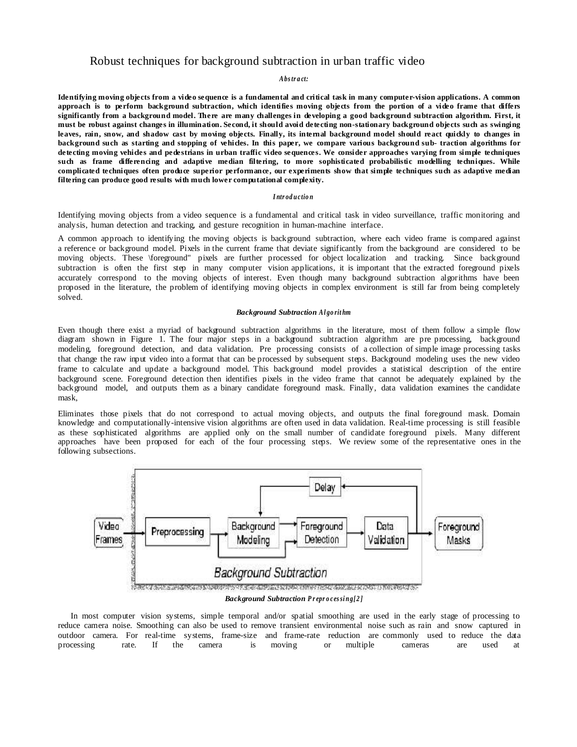# Robust techniques for background subtraction in urban traffic video

***Abstract:***

**Identifying moving objects from a video sequence is a fundamental and critical task in many computer-vision applications. A common approach is to perform background subtraction, which identifies moving objects from the portion of a video frame that differs significantly from a background model. There are many challenges in developing a good background subtraction algorithm. First, it must be robust against changes in illumination. Second, it should avoid detecting non-stationary background objects such as swinging leaves, rain, snow, and shadow cast by moving objects. Finally, its internal background model should react quickly to changes in background such as starting and stopping of vehicles. In this paper, we compare various background sub- traction algorithms for detecting moving vehicles and pedestrians in urban traffic video sequences. We consider approaches varying from simple techniques such as frame differencing and adaptive median filtering, to more sophisticated probabilistic modelling techniques. While complicated techniques often produce superior performance, our experiments show that simple techniques such as adaptive median filtering can produce good results with much lower computational complexity.**

***Introduction***

Identifying moving objects from a video sequence is a fundamental and critical task in video surveillance, traffic monitoring and analysis, human detection and tracking, and gesture recognition in human-machine interface.

A common approach to identifying the moving objects is background subtraction, where each video frame is compared against a reference or background model. Pixels in the current frame that deviate significantly from the background are considered to be moving objects. These \foreground" pixels are further processed for object localization and tracking. Since background subtraction is often the first step in many computer vision applications, it is important that the extracted foreground pixels accurately correspond to the moving objects of interest. Even though many background subtraction algorithms have been proposed in the literature, the problem of identifying moving objects in complex environment is still far from being completely solved.

***Background Subtraction Algorithm***

Even though there exist a myriad of background subtraction algorithms in the literature, most of them follow a simple flow diagram shown in Figure 1. The four major steps in a background subtraction algorithm are pre processing, background modeling, foreground detection, and data validation. Pre processing consists of a collection of simple image processing tasks that change the raw input video into a format that can be processed by subsequent steps. Background modeling uses the new video frame to calculate and update a background model. This background model provides a statistical description of the entire background scene. Foreground detection then identifies pixels in the video frame that cannot be adequately explained by the background model, and outputs them as a binary candidate foreground mask. Finally, data validation examines the candidate mask,

Eliminates those pixels that do not correspond to actual moving objects, and outputs the final foreground mask. Domain knowledge and computationally-intensive vision algorithms are often used in data validation. Real-time processing is still feasible as these sophisticated algorithms are applied only on the small number of candidate foreground pixels. Many different approaches have been proposed for each of the four processing steps. We review some of the representative ones in the following subsections.

Video Frames
Preprocessing
Background Modeling
Foreground Detection
Data Validation
Delay
Foreground Masks
Background Subtraction

***Background Subtraction Preprocessing[2]***

In most computer vision systems, simple temporal and/or spatial smoothing are used in the early stage of processing to reduce camera noise. Smoothing can also be used to remove transient environmental noise such as rain and snow captured in outdoor camera. For real-time systems, frame-size and frame-rate reduction are commonly used to reduce the data processing rate. If the camera is moving or multiple cameras are used at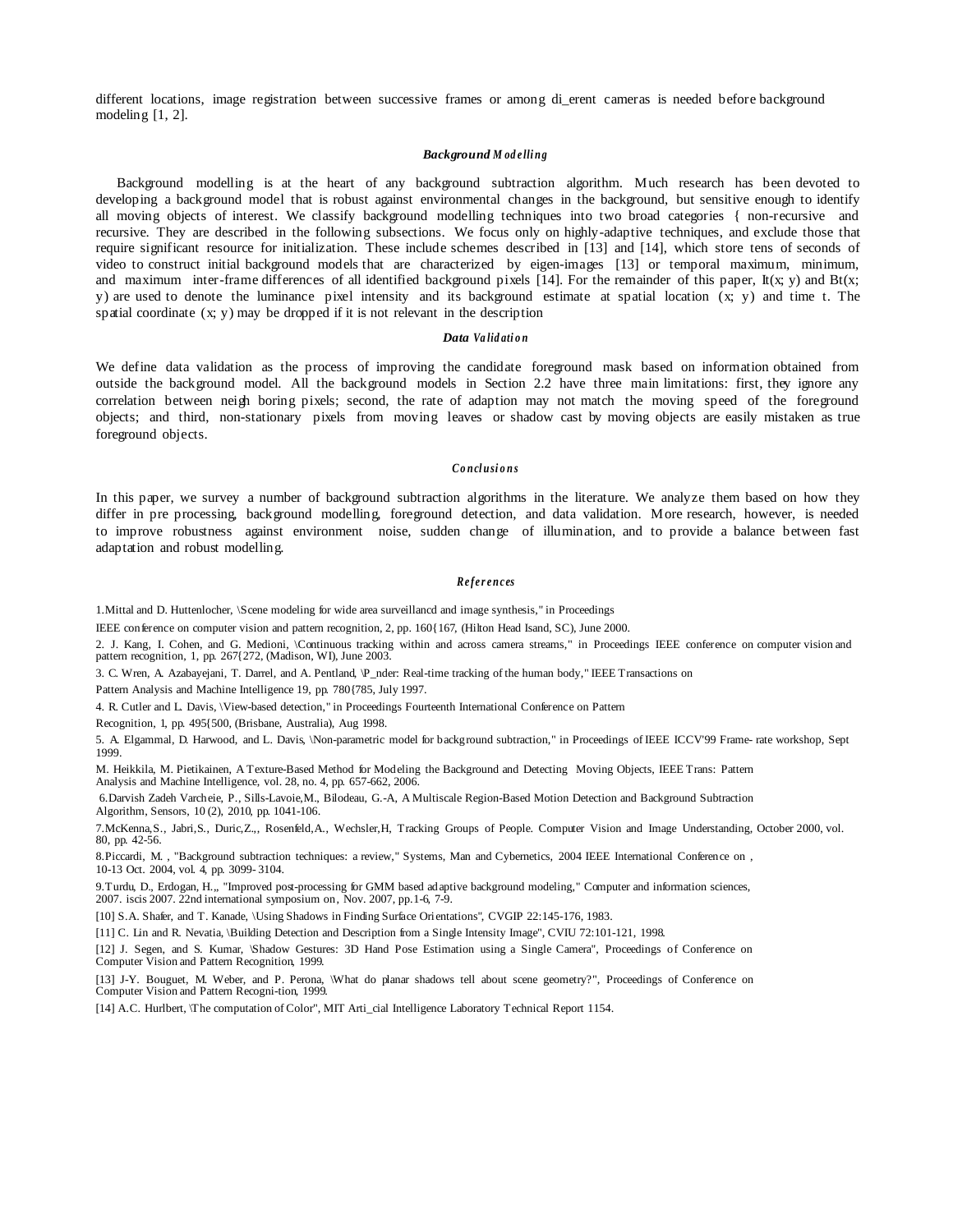different locations, image registration between successive frames or among di_erent cameras is needed before background modeling [1, 2].

### ***Background Modelling***

Background modelling is at the heart of any background subtraction algorithm. Much research has been devoted to developing a background model that is robust against environmental changes in the background, but sensitive enough to identify all moving objects of interest. We classify background modelling techniques into two broad categories { non-recursive and recursive. They are described in the following subsections. We focus only on highly-adaptive techniques, and exclude those that require significant resource for initialization. These include schemes described in [13] and [14], which store tens of seconds of video to construct initial background models that are characterized by eigen-images [13] or temporal maximum, minimum, and maximum inter-frame differences of all identified background pixels [14]. For the remainder of this paper, It(x; y) and Bt(x; y) are used to denote the luminance pixel intensity and its background estimate at spatial location (x; y) and time t. The spatial coordinate (x; y) may be dropped if it is not relevant in the description

### ***Data Validation***

We define data validation as the process of improving the candidate foreground mask based on information obtained from outside the background model. All the background models in Section 2.2 have three main limitations: first, they ignore any correlation between neigh boring pixels; second, the rate of adaption may not match the moving speed of the foreground objects; and third, non-stationary pixels from moving leaves or shadow cast by moving objects are easily mistaken as true foreground objects.

### ***Conclusions***

In this paper, we survey a number of background subtraction algorithms in the literature. We analyze them based on how they differ in pre processing, background modelling, foreground detection, and data validation. More research, however, is needed to improve robustness against environment noise, sudden change of illumination, and to provide a balance between fast adaptation and robust modelling.

### ***References***

1.Mittal and D. Huttenlocher, \Scene modeling for wide area surveillancd and image synthesis," in Proceedings IEEE conference on computer vision and pattern recognition, 2, pp. 160{167, (Hilton Head Isand, SC), June 2000.

2. J. Kang, I. Cohen, and G. Medioni, \Continuous tracking within and across camera streams," in Proceedings IEEE conference on computer vision and pattern recognition, 1, pp. 267{272, (Madison, WI), June 2003.

3. C. Wren, A. Azabayejani, T. Darrel, and A. Pentland, \P_nder: Real-time tracking of the human body," IEEE Transactions on Pattern Analysis and Machine Intelligence 19, pp. 780{785, July 1997.

4. R. Cutler and L. Davis, \View-based detection," in Proceedings Fourteenth International Conference on Pattern Recognition, 1, pp. 495{500, (Brisbane, Australia), Aug 1998.

5. A. Elgammal, D. Harwood, and L. Davis, \Non-parametric model for background subtraction," in Proceedings of IEEE ICCV'99 Frame- rate workshop, Sept 1999.

M. Heikkila, M. Pietikainen, A Texture-Based Method for Modeling the Background and Detecting Moving Objects, IEEE Trans: Pattern Analysis and Machine Intelligence, vol. 28, no. 4, pp. 657-662, 2006.

6.Darvish Zadeh Varcheie, P., Sills-Lavoie,M., Bilodeau, G.-A, A Multiscale Region-Based Motion Detection and Background Subtraction Algorithm, Sensors, 10 (2), 2010, pp. 1041-106.

7.McKenna,S., Jabri,S., Duric,Z.,, Rosenfeld,A., Wechsler,H, Tracking Groups of People. Computer Vision and Image Understanding, October 2000, vol. 80, pp. 42-56.

8.Piccardi, M. , "Background subtraction techniques: a review," Systems, Man and Cybernetics, 2004 IEEE International Conference on , 10-13 Oct. 2004, vol. 4, pp. 3099- 3104.

9.Turdu, D., Erdogan, H.,, "Improved post-processing for GMM based adaptive background modeling," Computer and information sciences, 2007. iscis 2007. 22nd international symposium on, Nov. 2007, pp.1-6, 7-9.

[10] S.A. Shafer, and T. Kanade, \Using Shadows in Finding Surface Orientations", CVGIP 22:145-176, 1983.

[11] C. Lin and R. Nevatia, \Building Detection and Description from a Single Intensity Image", CVIU 72:101-121, 1998.

[12] J. Segen, and S. Kumar, \Shadow Gestures: 3D Hand Pose Estimation using a Single Camera", Proceedings of Conference on Computer Vision and Pattern Recognition, 1999.

[13] J-Y. Bouguet, M. Weber, and P. Perona, \What do planar shadows tell about scene geometry?", Proceedings of Conference on Computer Vision and Pattern Recogni-tion, 1999.

[14] A.C. Hurlbert, \The computation of Color", MIT Arti_cial Intelligence Laboratory Technical Report 1154.